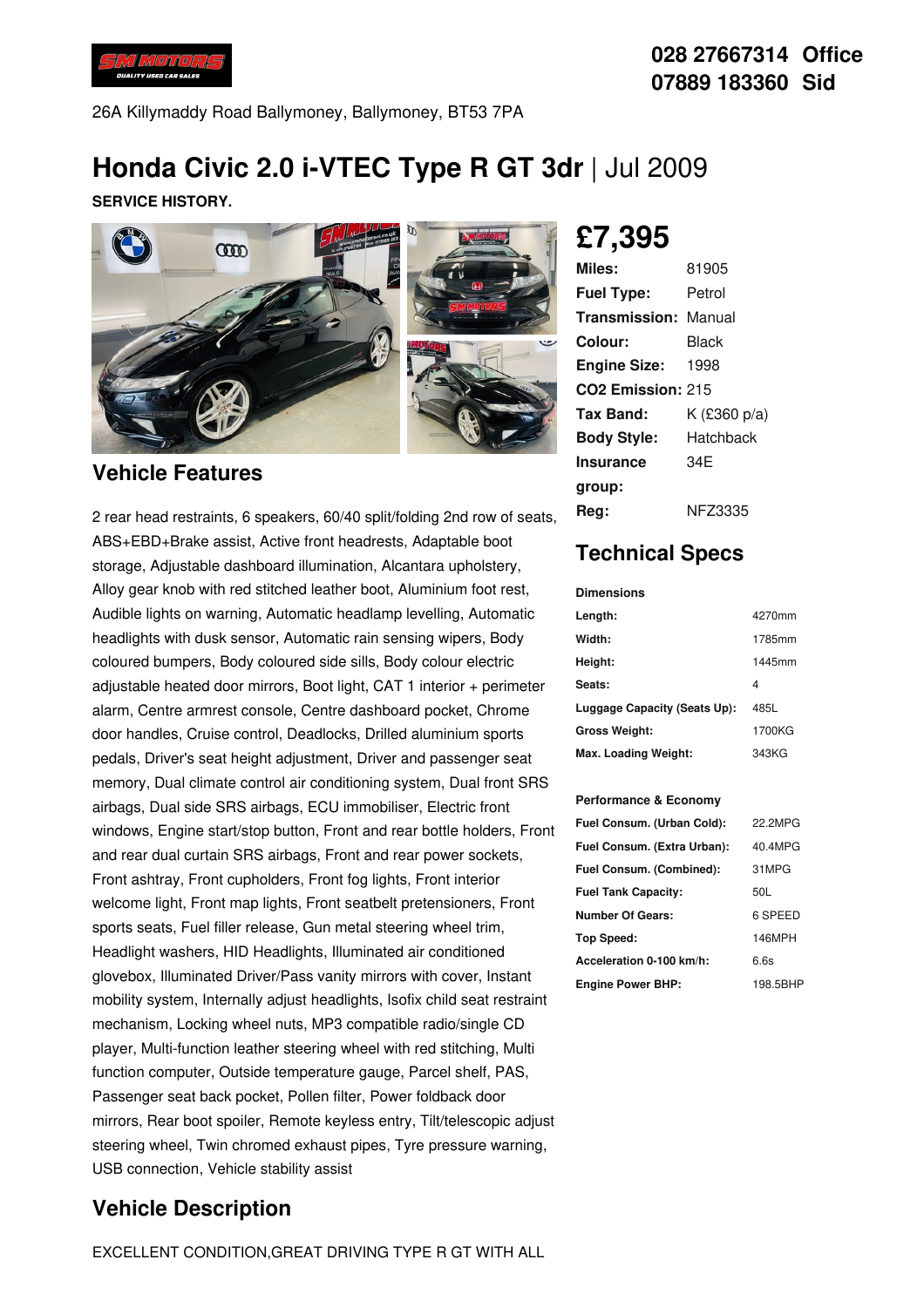028 27667314 Office
07889 183360 Sid

26A Killymaddy Road Ballymoney, Ballymoney, BT53 7PA

# Honda Civic 2.0 i-VTEC Type R GT 3dr | Jul 2009

**SERVICE HISTORY.**

## £7,395

| | |
|---|---|
| **Miles:** | 81905 |
| **Fuel Type:** | Petrol |
| **Transmission:** | Manual |
| **Colour:** | Black |
| **Engine Size:** | 1998 |
| **CO2 Emission:** | 215 |
| **Tax Band:** | K (£360 p/a) |
| **Body Style:** | Hatchback |
| **Insurance group:** | 34E |
| **Reg:** | NFZ3335 |

## Technical Specs

**Dimensions**

| | |
|---|---|
| **Length:** | 4270mm |
| **Width:** | 1785mm |
| **Height:** | 1445mm |
| **Seats:** | 4 |
| **Luggage Capacity (Seats Up):** | 485L |
| **Gross Weight:** | 1700KG |
| **Max. Loading Weight:** | 343KG |

**Performance & Economy**

| | |
|---|---|
| **Fuel Consum. (Urban Cold):** | 22.2MPG |
| **Fuel Consum. (Extra Urban):** | 40.4MPG |
| **Fuel Consum. (Combined):** | 31MPG |
| **Fuel Tank Capacity:** | 50L |
| **Number Of Gears:** | 6 SPEED |
| **Top Speed:** | 146MPH |
| **Acceleration 0-100 km/h:** | 6.6s |
| **Engine Power BHP:** | 198.5BHP |

## Vehicle Features

2 rear head restraints, 6 speakers, 60/40 split/folding 2nd row of seats, ABS+EBD+Brake assist, Active front headrests, Adaptable boot storage, Adjustable dashboard illumination, Alcantara upholstery, Alloy gear knob with red stitched leather boot, Aluminium foot rest, Audible lights on warning, Automatic headlamp levelling, Automatic headlights with dusk sensor, Automatic rain sensing wipers, Body coloured bumpers, Body coloured side sills, Body colour electric adjustable heated door mirrors, Boot light, CAT 1 interior + perimeter alarm, Centre armrest console, Centre dashboard pocket, Chrome door handles, Cruise control, Deadlocks, Drilled aluminium sports pedals, Driver's seat height adjustment, Driver and passenger seat memory, Dual climate control air conditioning system, Dual front SRS airbags, Dual side SRS airbags, ECU immobiliser, Electric front windows, Engine start/stop button, Front and rear bottle holders, Front and rear dual curtain SRS airbags, Front and rear power sockets, Front ashtray, Front cupholders, Front fog lights, Front interior welcome light, Front map lights, Front seatbelt pretensioners, Front sports seats, Fuel filler release, Gun metal steering wheel trim, Headlight washers, HID Headlights, Illuminated air conditioned glovebox, Illuminated Driver/Pass vanity mirrors with cover, Instant mobility system, Internally adjust headlights, Isofix child seat restraint mechanism, Locking wheel nuts, MP3 compatible radio/single CD player, Multi-function leather steering wheel with red stitching, Multi function computer, Outside temperature gauge, Parcel shelf, PAS, Passenger seat back pocket, Pollen filter, Power foldback door mirrors, Rear boot spoiler, Remote keyless entry, Tilt/telescopic adjust steering wheel, Twin chromed exhaust pipes, Tyre pressure warning, USB connection, Vehicle stability assist

## Vehicle Description

EXCELLENT CONDITION,GREAT DRIVING TYPE R GT WITH ALL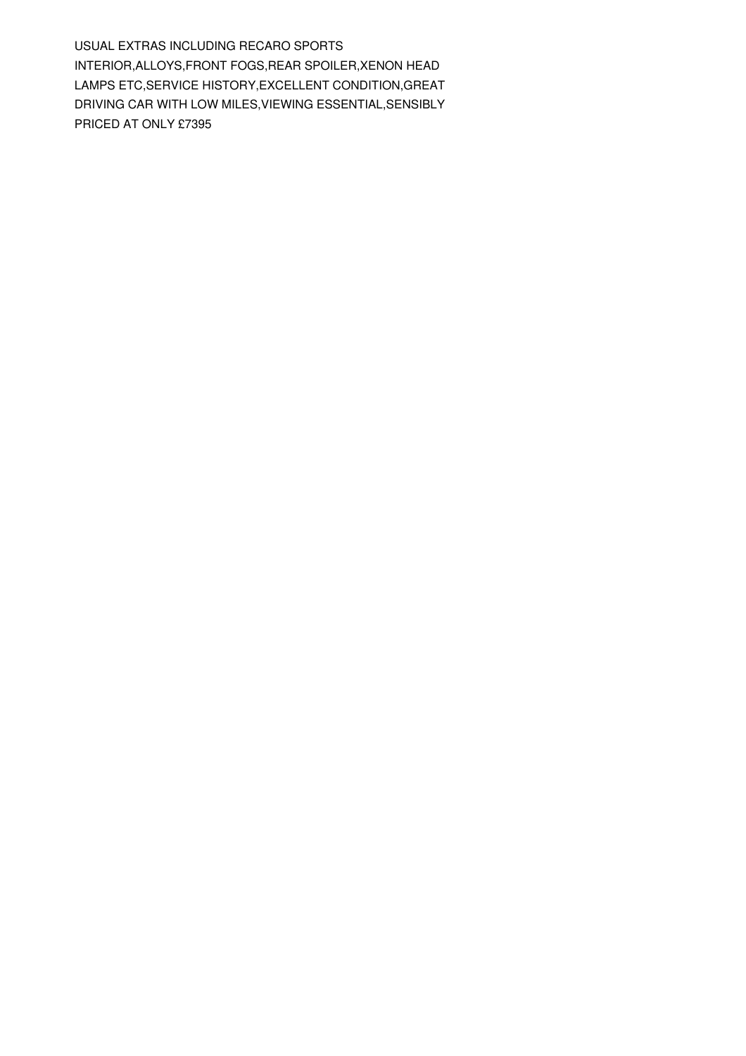USUAL EXTRAS INCLUDING RECARO SPORTS INTERIOR,ALLOYS,FRONT FOGS,REAR SPOILER,XENON HEAD LAMPS ETC,SERVICE HISTORY,EXCELLENT CONDITION,GREAT DRIVING CAR WITH LOW MILES,VIEWING ESSENTIAL,SENSIBLY PRICED AT ONLY £7395